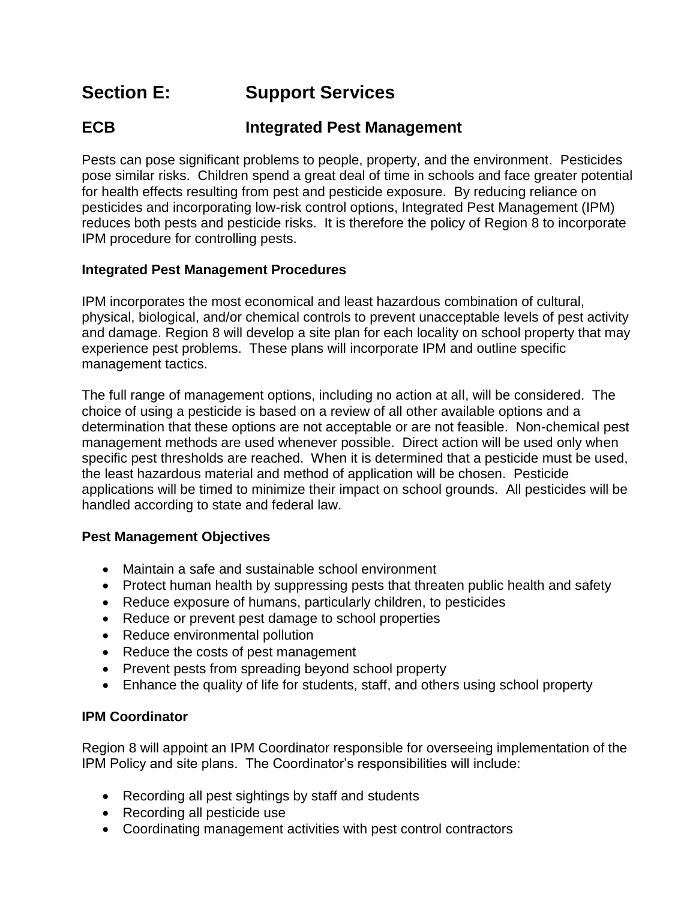# Section E: Support Services

## ECB Integrated Pest Management

Pests can pose significant problems to people, property, and the environment. Pesticides pose similar risks. Children spend a great deal of time in schools and face greater potential for health effects resulting from pest and pesticide exposure. By reducing reliance on pesticides and incorporating low-risk control options, Integrated Pest Management (IPM) reduces both pests and pesticide risks. It is therefore the policy of Region 8 to incorporate IPM procedure for controlling pests.

### Integrated Pest Management Procedures

IPM incorporates the most economical and least hazardous combination of cultural, physical, biological, and/or chemical controls to prevent unacceptable levels of pest activity and damage. Region 8 will develop a site plan for each locality on school property that may experience pest problems. These plans will incorporate IPM and outline specific management tactics.

The full range of management options, including no action at all, will be considered. The choice of using a pesticide is based on a review of all other available options and a determination that these options are not acceptable or are not feasible. Non-chemical pest management methods are used whenever possible. Direct action will be used only when specific pest thresholds are reached. When it is determined that a pesticide must be used, the least hazardous material and method of application will be chosen. Pesticide applications will be timed to minimize their impact on school grounds. All pesticides will be handled according to state and federal law.

### Pest Management Objectives

- Maintain a safe and sustainable school environment
- Protect human health by suppressing pests that threaten public health and safety
- Reduce exposure of humans, particularly children, to pesticides
- Reduce or prevent pest damage to school properties
- Reduce environmental pollution
- Reduce the costs of pest management
- Prevent pests from spreading beyond school property
- Enhance the quality of life for students, staff, and others using school property

### IPM Coordinator

Region 8 will appoint an IPM Coordinator responsible for overseeing implementation of the IPM Policy and site plans. The Coordinator's responsibilities will include:

- Recording all pest sightings by staff and students
- Recording all pesticide use
- Coordinating management activities with pest control contractors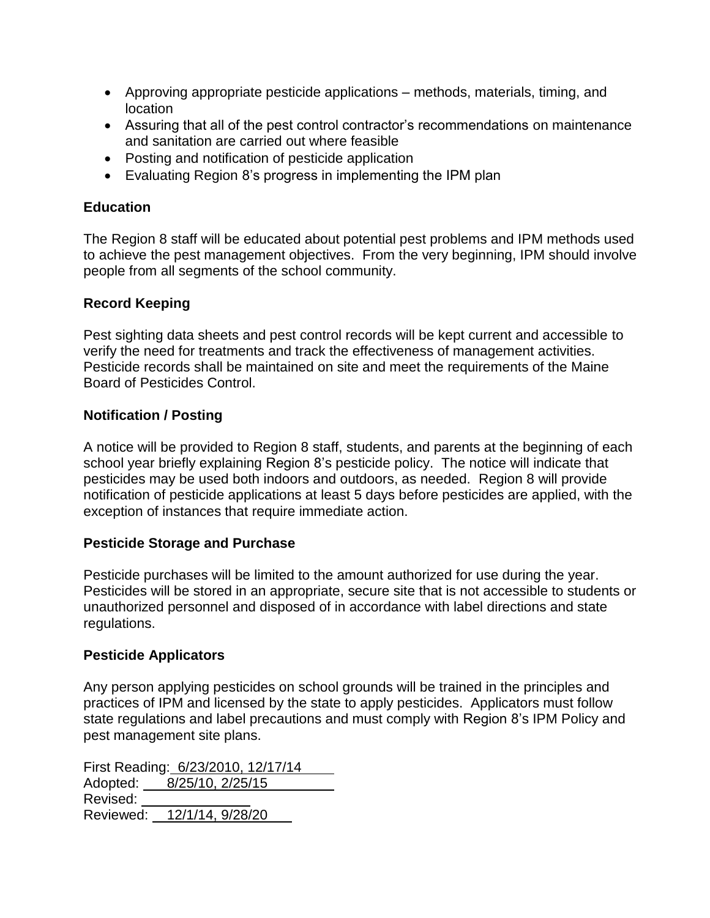- Approving appropriate pesticide applications – methods, materials, timing, and location
- Assuring that all of the pest control contractor's recommendations on maintenance and sanitation are carried out where feasible
- Posting and notification of pesticide application
- Evaluating Region 8's progress in implementing the IPM plan

**Education**

The Region 8 staff will be educated about potential pest problems and IPM methods used to achieve the pest management objectives. From the very beginning, IPM should involve people from all segments of the school community.

**Record Keeping**

Pest sighting data sheets and pest control records will be kept current and accessible to verify the need for treatments and track the effectiveness of management activities. Pesticide records shall be maintained on site and meet the requirements of the Maine Board of Pesticides Control.

**Notification / Posting**

A notice will be provided to Region 8 staff, students, and parents at the beginning of each school year briefly explaining Region 8's pesticide policy. The notice will indicate that pesticides may be used both indoors and outdoors, as needed. Region 8 will provide notification of pesticide applications at least 5 days before pesticides are applied, with the exception of instances that require immediate action.

**Pesticide Storage and Purchase**

Pesticide purchases will be limited to the amount authorized for use during the year. Pesticides will be stored in an appropriate, secure site that is not accessible to students or unauthorized personnel and disposed of in accordance with label directions and state regulations.

**Pesticide Applicators**

Any person applying pesticides on school grounds will be trained in the principles and practices of IPM and licensed by the state to apply pesticides. Applicators must follow state regulations and label precautions and must comply with Region 8's IPM Policy and pest management site plans.

First Reading: 6/23/2010, 12/17/14
Adopted: 8/25/10, 2/25/15
Revised:
Reviewed: 12/1/14, 9/28/20